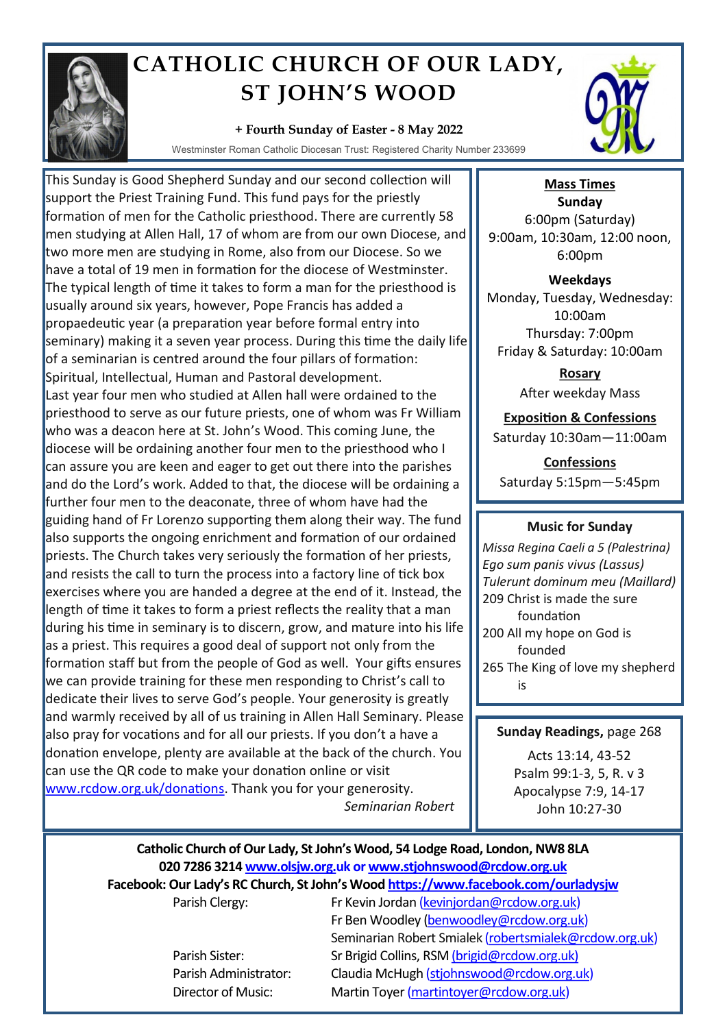# CATHOLIC CHURCH OF OUR LADY, ST JOHN'S WOOD

**+ Fourth Sunday of Easter - 8 May 2022**

Westminster Roman Catholic Diocesan Trust: Registered Charity Number 233699

This Sunday is Good Shepherd Sunday and our second collection will support the Priest Training Fund. This fund pays for the priestly formation of men for the Catholic priesthood. There are currently 58 men studying at Allen Hall, 17 of whom are from our own Diocese, and two more men are studying in Rome, also from our Diocese. So we have a total of 19 men in formation for the diocese of Westminster. The typical length of time it takes to form a man for the priesthood is usually around six years, however, Pope Francis has added a propaedeutic year (a preparation year before formal entry into seminary) making it a seven year process. During this time the daily life of a seminarian is centred around the four pillars of formation: Spiritual, Intellectual, Human and Pastoral development.

Last year four men who studied at Allen hall were ordained to the priesthood to serve as our future priests, one of whom was Fr William who was a deacon here at St. John's Wood. This coming June, the diocese will be ordaining another four men to the priesthood who I can assure you are keen and eager to get out there into the parishes and do the Lord's work. Added to that, the diocese will be ordaining a further four men to the deaconate, three of whom have had the guiding hand of Fr Lorenzo supporting them along their way. The fund also supports the ongoing enrichment and formation of our ordained priests. The Church takes very seriously the formation of her priests, and resists the call to turn the process into a factory line of tick box exercises where you are handed a degree at the end of it. Instead, the length of time it takes to form a priest reflects the reality that a man during his time in seminary is to discern, grow, and mature into his life as a priest. This requires a good deal of support not only from the formation staff but from the people of God as well. Your gifts ensures we can provide training for these men responding to Christ's call to dedicate their lives to serve God's people. Your generosity is greatly and warmly received by all of us training in Allen Hall Seminary. Please also pray for vocations and for all our priests. If you don't a have a donation envelope, plenty are available at the back of the church. You can use the QR code to make your donation online or visit www.rcdow.org.uk/donations. Thank you for your generosity.

*Seminarian Robert*

## Mass Times

**Sunday**
6:00pm (Saturday)
9:00am, 10:30am, 12:00 noon, 6:00pm

**Weekdays**
Monday, Tuesday, Wednesday: 10:00am
Thursday: 7:00pm
Friday & Saturday: 10:00am

**Rosary**
After weekday Mass

**Exposition & Confessions**
Saturday 10:30am—11:00am

**Confessions**
Saturday 5:15pm—5:45pm

## Music for Sunday

*Missa Regina Caeli a 5 (Palestrina)*
*Ego sum panis vivus (Lassus)*
*Tulerunt dominum meu (Maillard)*
209 Christ is made the sure foundation
200 All my hope on God is founded
265 The King of love my shepherd is

## Sunday Readings, page 268

Acts 13:14, 43-52
Psalm 99:1-3, 5, R. v 3
Apocalypse 7:9, 14-17
John 10:27-30

**Catholic Church of Our Lady, St John's Wood, 54 Lodge Road, London, NW8 8LA**
**020 7286 3214 www.olsjw.org.uk or www.stjohnswood@rcdow.org.uk**
**Facebook: Our Lady's RC Church, St John's Wood https://www.facebook.com/ourladysjw**

| | |
|---|---|
| Parish Clergy: | Fr Kevin Jordan (kevinjordan@rcdow.org.uk) |
| | Fr Ben Woodley (benwoodley@rcdow.org.uk) |
| | Seminarian Robert Smialek (robertsmialek@rcdow.org.uk) |
| Parish Sister: | Sr Brigid Collins, RSM (brigid@rcdow.org.uk) |
| Parish Administrator: | Claudia McHugh (stjohnswood@rcdow.org.uk) |
| Director of Music: | Martin Toyer (martintoyer@rcdow.org.uk) |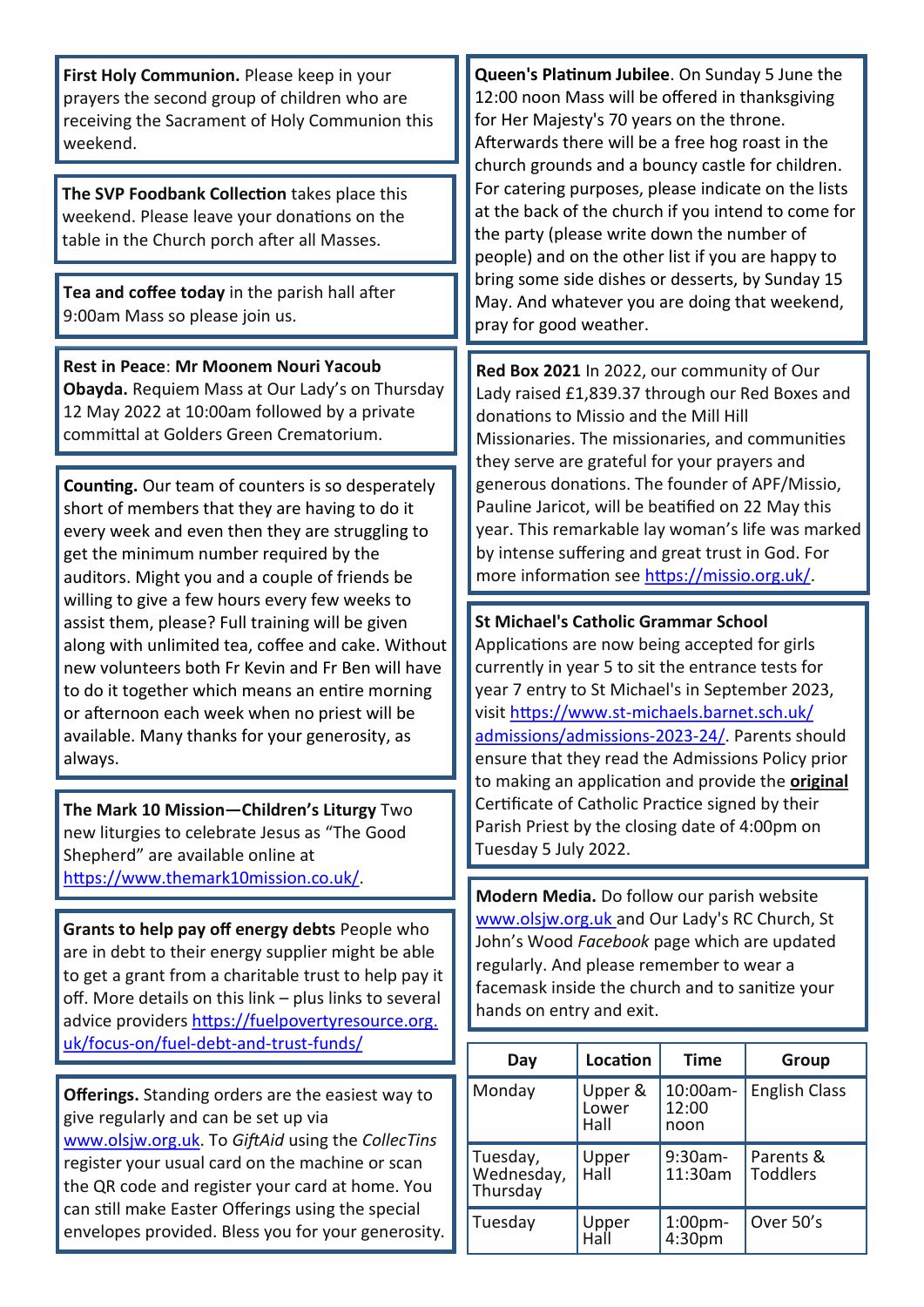**First Holy Communion.** Please keep in your prayers the second group of children who are receiving the Sacrament of Holy Communion this weekend.

**The SVP Foodbank Collection** takes place this weekend. Please leave your donations on the table in the Church porch after all Masses.

**Tea and coffee today** in the parish hall after 9:00am Mass so please join us.

**Rest in Peace**: **Mr Moonem Nouri Yacoub Obayda.** Requiem Mass at Our Lady's on Thursday 12 May 2022 at 10:00am followed by a private committal at Golders Green Crematorium.

**Counting.** Our team of counters is so desperately short of members that they are having to do it every week and even then they are struggling to get the minimum number required by the auditors. Might you and a couple of friends be willing to give a few hours every few weeks to assist them, please? Full training will be given along with unlimited tea, coffee and cake. Without new volunteers both Fr Kevin and Fr Ben will have to do it together which means an entire morning or afternoon each week when no priest will be available. Many thanks for your generosity, as always.

**The Mark 10 Mission—Children's Liturgy** Two new liturgies to celebrate Jesus as "The Good Shepherd" are available online at https://www.themark10mission.co.uk/.

**Grants to help pay off energy debts** People who are in debt to their energy supplier might be able to get a grant from a charitable trust to help pay it off. More details on this link – plus links to several advice providers https://fuelpovertyresource.org.uk/focus-on/fuel-debt-and-trust-funds/

**Offerings.** Standing orders are the easiest way to give regularly and can be set up via www.olsjw.org.uk. To *GiftAid* using the *CollecTins* register your usual card on the machine or scan the QR code and register your card at home. You can still make Easter Offerings using the special envelopes provided. Bless you for your generosity.

**Queen's Platinum Jubilee**. On Sunday 5 June the 12:00 noon Mass will be offered in thanksgiving for Her Majesty's 70 years on the throne. Afterwards there will be a free hog roast in the church grounds and a bouncy castle for children. For catering purposes, please indicate on the lists at the back of the church if you intend to come for the party (please write down the number of people) and on the other list if you are happy to bring some side dishes or desserts, by Sunday 15 May. And whatever you are doing that weekend, pray for good weather.

**Red Box 2021** In 2022, our community of Our Lady raised £1,839.37 through our Red Boxes and donations to Missio and the Mill Hill Missionaries. The missionaries, and communities they serve are grateful for your prayers and generous donations. The founder of APF/Missio, Pauline Jaricot, will be beatified on 22 May this year. This remarkable lay woman's life was marked by intense suffering and great trust in God. For more information see https://missio.org.uk/.

**St Michael's Catholic Grammar School**
Applications are now being accepted for girls currently in year 5 to sit the entrance tests for year 7 entry to St Michael's in September 2023, visit https://www.st-michaels.barnet.sch.uk/admissions/admissions-2023-24/. Parents should ensure that they read the Admissions Policy prior to making an application and provide the **original** Certificate of Catholic Practice signed by their Parish Priest by the closing date of 4:00pm on Tuesday 5 July 2022.

**Modern Media.** Do follow our parish website www.olsjw.org.uk and Our Lady's RC Church, St John's Wood *Facebook* page which are updated regularly. And please remember to wear a facemask inside the church and to sanitize your hands on entry and exit.

| Day | Location | Time | Group |
|---|---|---|---|
| Monday | Upper & Lower Hall | 10:00am-12:00 noon | English Class |
| Tuesday, Wednesday, Thursday | Upper Hall | 9:30am-11:30am | Parents & Toddlers |
| Tuesday | Upper Hall | 1:00pm-4:30pm | Over 50's |